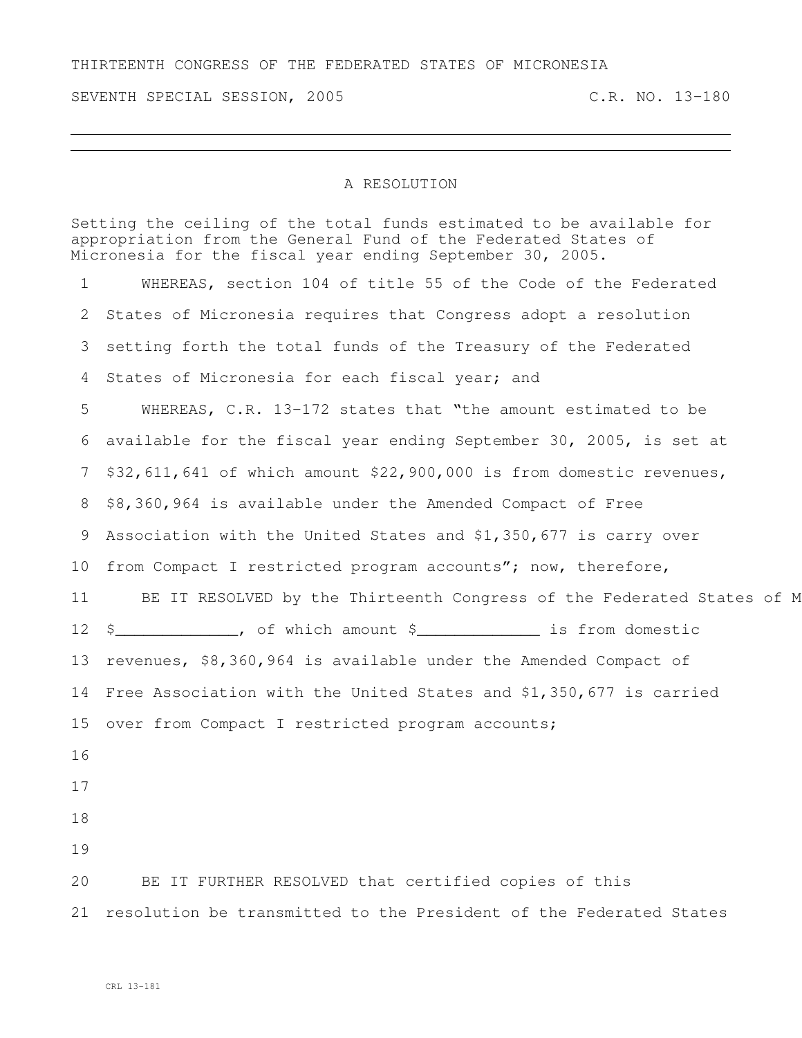THIRTEENTH CONGRESS OF THE FEDERATED STATES OF MICRONESIA

SEVENTH SPECIAL SESSION, 2005 C.R. NO. 13-180

---

# A RESOLUTION

Setting the ceiling of the total funds estimated to be available for appropriation from the General Fund of the Federated States of Micronesia for the fiscal year ending September 30, 2005.

1 WHEREAS, section 104 of title 55 of the Code of the Federated
2 States of Micronesia requires that Congress adopt a resolution
3 setting forth the total funds of the Treasury of the Federated
4 States of Micronesia for each fiscal year; and
5 WHEREAS, C.R. 13-172 states that "the amount estimated to be
6 available for the fiscal year ending September 30, 2005, is set at
7 $32,611,641 of which amount $22,900,000 is from domestic revenues,
8 $8,360,964 is available under the Amended Compact of Free
9 Association with the United States and $1,350,677 is carry over
10 from Compact I restricted program accounts"; now, therefore,
11 BE IT RESOLVED by the Thirteenth Congress of the Federated States of M
12 $_____________, of which amount $_____________ is from domestic
13 revenues, $8,360,964 is available under the Amended Compact of
14 Free Association with the United States and $1,350,677 is carried
15 over from Compact I restricted program accounts;
16
17
18
19
20 BE IT FURTHER RESOLVED that certified copies of this
21 resolution be transmitted to the President of the Federated States

CRL 13-181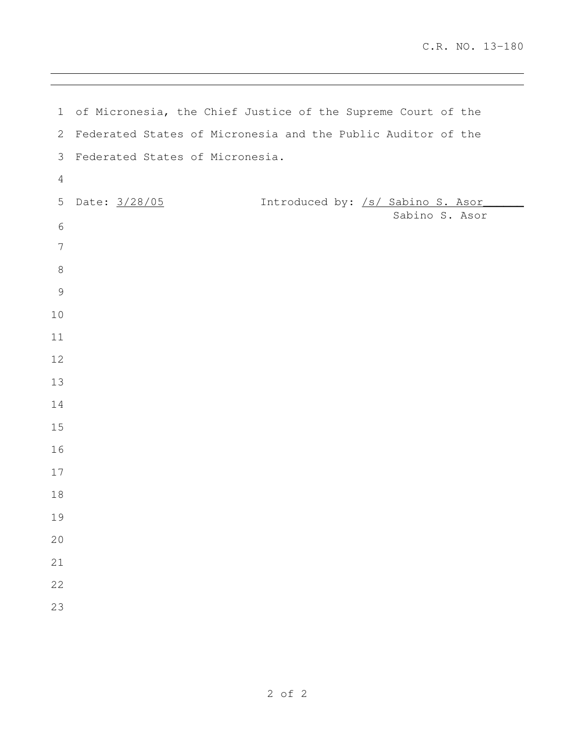of Micronesia, the Chief Justice of the Supreme Court of the Federated States of Micronesia and the Public Auditor of the Federated States of Micronesia.

Date: 3/28/05

Introduced by: /s/ Sabino S. Asor

Sabino S. Asor